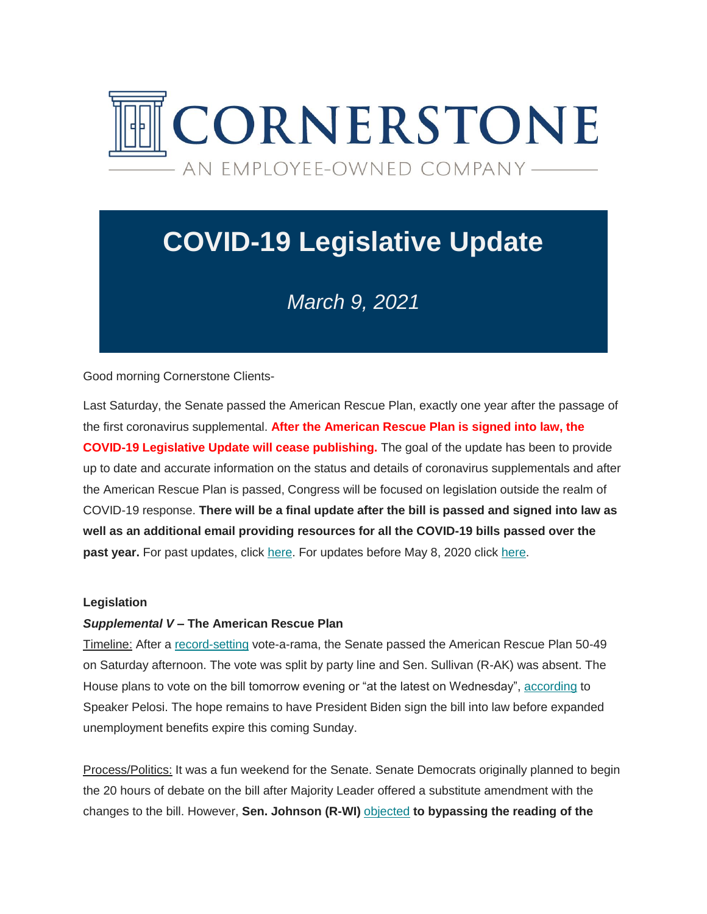# CORNERSTONE

AN EMPLOYEE-OWNED COMPANY

# COVID-19 Legislative Update

*March 9, 2021*

Good morning Cornerstone Clients-

Last Saturday, the Senate passed the American Rescue Plan, exactly one year after the passage of the first coronavirus supplemental. **After the American Rescue Plan is signed into law, the COVID-19 Legislative Update will cease publishing.** The goal of the update has been to provide up to date and accurate information on the status and details of coronavirus supplementals and after the American Rescue Plan is passed, Congress will be focused on legislation outside the realm of COVID-19 response. **There will be a final update after the bill is passed and signed into law as well as an additional email providing resources for all the COVID-19 bills passed over the past year.** For past updates, click here. For updates before May 8, 2020 click here.

**Legislation**

***Supplemental V* – The American Rescue Plan**

Timeline: After a record-setting vote-a-rama, the Senate passed the American Rescue Plan 50-49 on Saturday afternoon. The vote was split by party line and Sen. Sullivan (R-AK) was absent. The House plans to vote on the bill tomorrow evening or "at the latest on Wednesday", according to Speaker Pelosi. The hope remains to have President Biden sign the bill into law before expanded unemployment benefits expire this coming Sunday.

Process/Politics: It was a fun weekend for the Senate. Senate Democrats originally planned to begin the 20 hours of debate on the bill after Majority Leader offered a substitute amendment with the changes to the bill. However, **Sen. Johnson (R-WI)** objected **to bypassing the reading of the**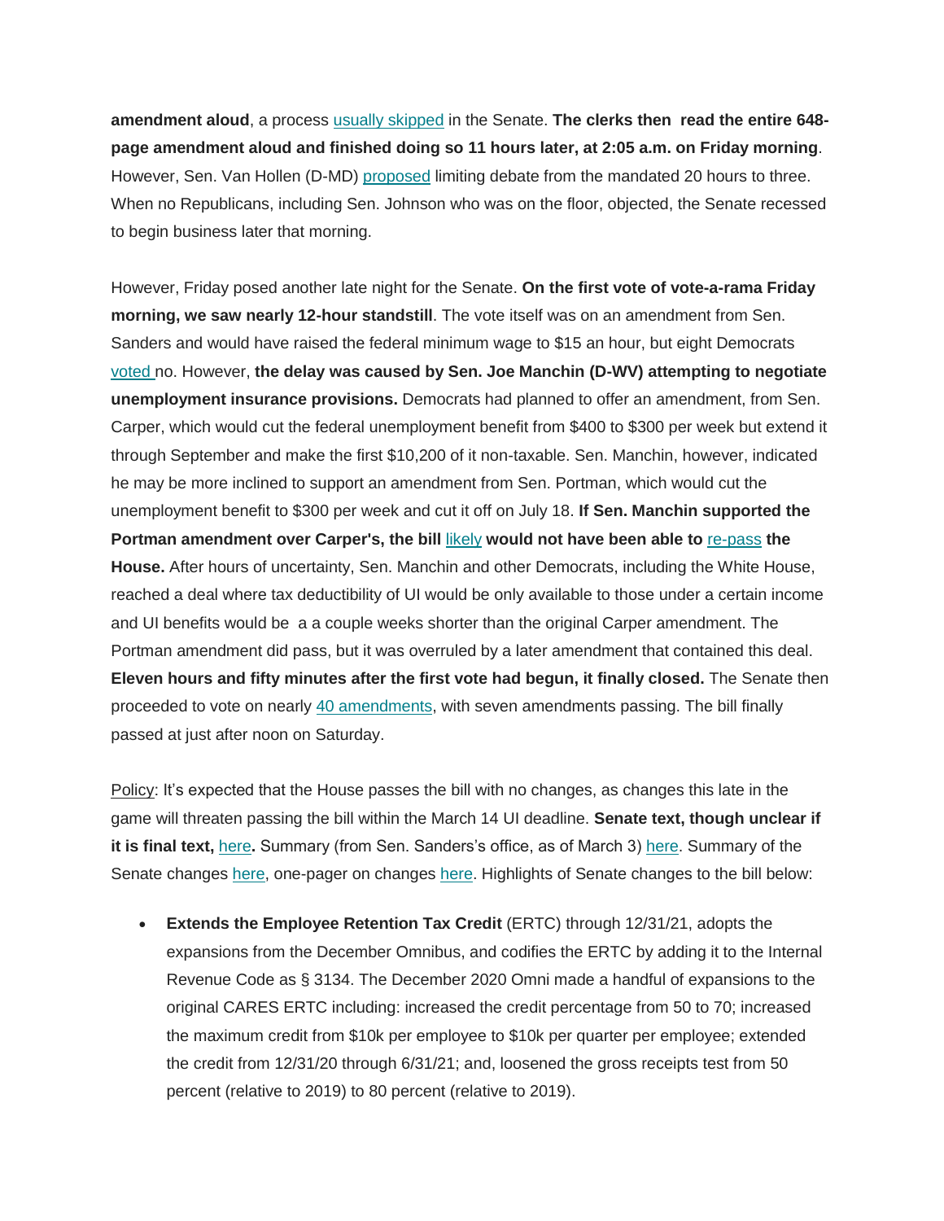**amendment aloud**, a process usually skipped in the Senate. **The clerks then read the entire 648-page amendment aloud and finished doing so 11 hours later, at 2:05 a.m. on Friday morning**. However, Sen. Van Hollen (D-MD) proposed limiting debate from the mandated 20 hours to three. When no Republicans, including Sen. Johnson who was on the floor, objected, the Senate recessed to begin business later that morning.

However, Friday posed another late night for the Senate. **On the first vote of vote-a-rama Friday morning, we saw nearly 12-hour standstill**. The vote itself was on an amendment from Sen. Sanders and would have raised the federal minimum wage to $15 an hour, but eight Democrats voted no. However, **the delay was caused by Sen. Joe Manchin (D-WV) attempting to negotiate unemployment insurance provisions.** Democrats had planned to offer an amendment, from Sen. Carper, which would cut the federal unemployment benefit from $400 to $300 per week but extend it through September and make the first $10,200 of it non-taxable. Sen. Manchin, however, indicated he may be more inclined to support an amendment from Sen. Portman, which would cut the unemployment benefit to $300 per week and cut it off on July 18. **If Sen. Manchin supported the Portman amendment over Carper's, the bill likely would not have been able to re-pass the House.** After hours of uncertainty, Sen. Manchin and other Democrats, including the White House, reached a deal where tax deductibility of UI would be only available to those under a certain income and UI benefits would be a a couple weeks shorter than the original Carper amendment. The Portman amendment did pass, but it was overruled by a later amendment that contained this deal. **Eleven hours and fifty minutes after the first vote had begun, it finally closed.** The Senate then proceeded to vote on nearly 40 amendments, with seven amendments passing. The bill finally passed at just after noon on Saturday.

Policy: It's expected that the House passes the bill with no changes, as changes this late in the game will threaten passing the bill within the March 14 UI deadline. **Senate text, though unclear if it is final text, here.** Summary (from Sen. Sanders's office, as of March 3) here. Summary of the Senate changes here, one-pager on changes here. Highlights of Senate changes to the bill below:

- **Extends the Employee Retention Tax Credit** (ERTC) through 12/31/21, adopts the expansions from the December Omnibus, and codifies the ERTC by adding it to the Internal Revenue Code as § 3134. The December 2020 Omni made a handful of expansions to the original CARES ERTC including: increased the credit percentage from 50 to 70; increased the maximum credit from $10k per employee to $10k per quarter per employee; extended the credit from 12/31/20 through 6/31/21; and, loosened the gross receipts test from 50 percent (relative to 2019) to 80 percent (relative to 2019).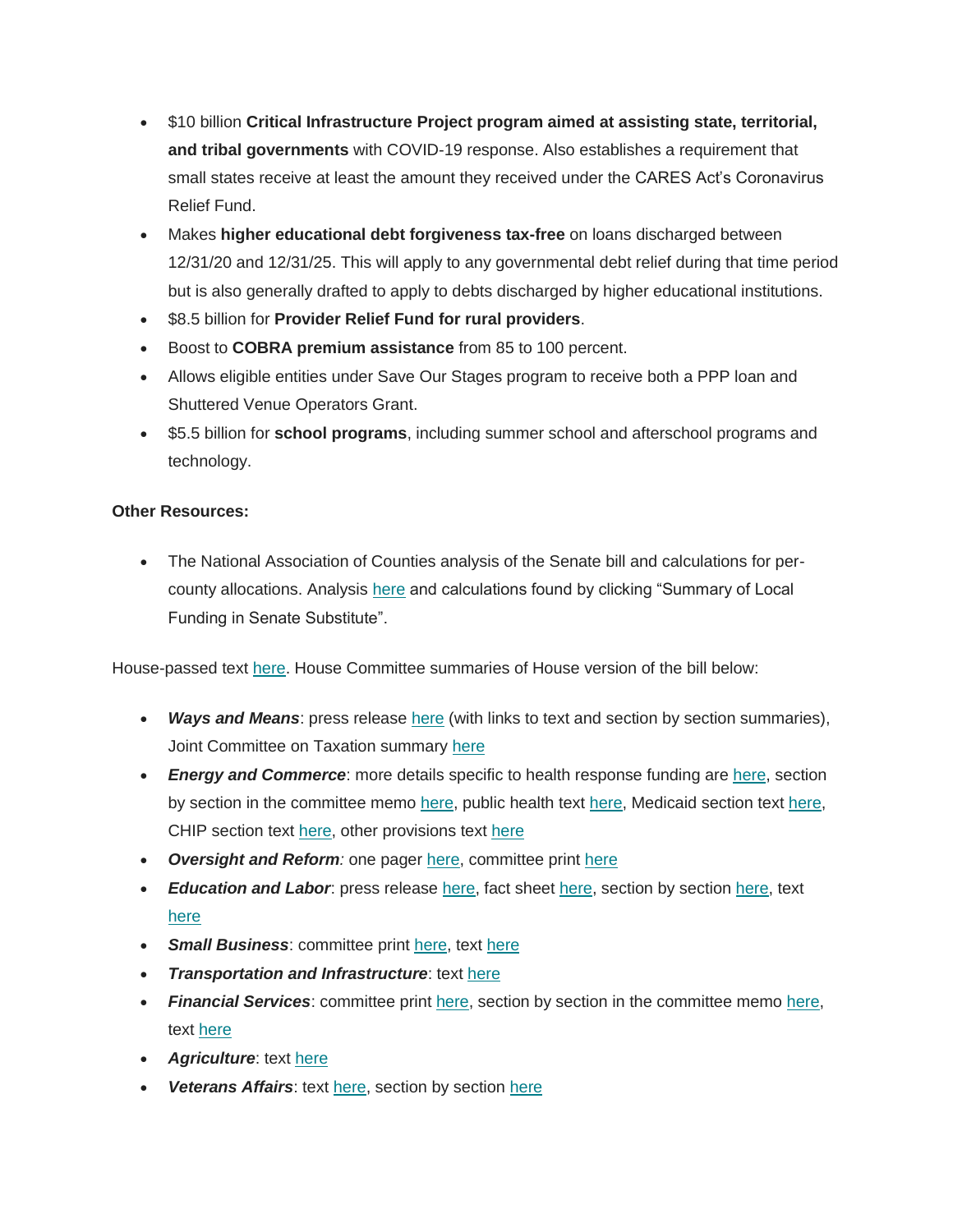- $10 billion **Critical Infrastructure Project program aimed at assisting state, territorial, and tribal governments** with COVID-19 response. Also establishes a requirement that small states receive at least the amount they received under the CARES Act's Coronavirus Relief Fund.
- Makes **higher educational debt forgiveness tax-free** on loans discharged between 12/31/20 and 12/31/25. This will apply to any governmental debt relief during that time period but is also generally drafted to apply to debts discharged by higher educational institutions.
- $8.5 billion for **Provider Relief Fund for rural providers**.
- Boost to **COBRA premium assistance** from 85 to 100 percent.
- Allows eligible entities under Save Our Stages program to receive both a PPP loan and Shuttered Venue Operators Grant.
- $5.5 billion for **school programs**, including summer school and afterschool programs and technology.

**Other Resources:**

- The National Association of Counties analysis of the Senate bill and calculations for per-county allocations. Analysis here and calculations found by clicking "Summary of Local Funding in Senate Substitute".

House-passed text here. House Committee summaries of House version of the bill below:

- ***Ways and Means***: press release here (with links to text and section by section summaries), Joint Committee on Taxation summary here
- ***Energy and Commerce***: more details specific to health response funding are here, section by section in the committee memo here, public health text here, Medicaid section text here, CHIP section text here, other provisions text here
- ***Oversight and Reform:*** one pager here, committee print here
- ***Education and Labor***: press release here, fact sheet here, section by section here, text here
- ***Small Business***: committee print here, text here
- ***Transportation and Infrastructure***: text here
- ***Financial Services***: committee print here, section by section in the committee memo here, text here
- ***Agriculture***: text here
- ***Veterans Affairs***: text here, section by section here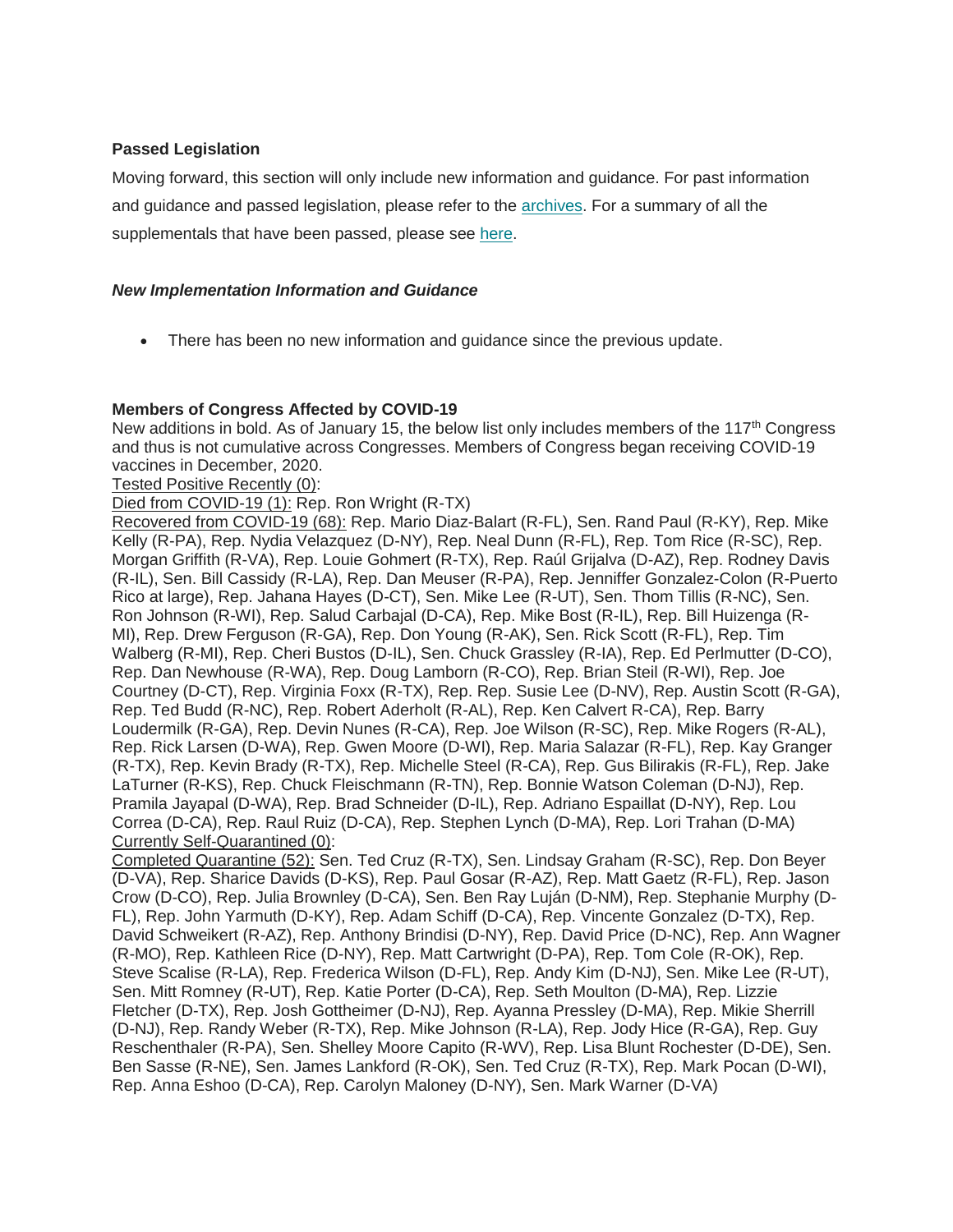**Passed Legislation**

Moving forward, this section will only include new information and guidance. For past information and guidance and passed legislation, please refer to the archives. For a summary of all the supplementals that have been passed, please see here.

***New Implementation Information and Guidance***

- There has been no new information and guidance since the previous update.

**Members of Congress Affected by COVID-19**

New additions in bold. As of January 15, the below list only includes members of the 117th Congress and thus is not cumulative across Congresses. Members of Congress began receiving COVID-19 vaccines in December, 2020.

Tested Positive Recently (0):

Died from COVID-19 (1): Rep. Ron Wright (R-TX)

Recovered from COVID-19 (68): Rep. Mario Diaz-Balart (R-FL), Sen. Rand Paul (R-KY), Rep. Mike Kelly (R-PA), Rep. Nydia Velazquez (D-NY), Rep. Neal Dunn (R-FL), Rep. Tom Rice (R-SC), Rep. Morgan Griffith (R-VA), Rep. Louie Gohmert (R-TX), Rep. Raúl Grijalva (D-AZ), Rep. Rodney Davis (R-IL), Sen. Bill Cassidy (R-LA), Rep. Dan Meuser (R-PA), Rep. Jenniffer Gonzalez-Colon (R-Puerto Rico at large), Rep. Jahana Hayes (D-CT), Sen. Mike Lee (R-UT), Sen. Thom Tillis (R-NC), Sen. Ron Johnson (R-WI), Rep. Salud Carbajal (D-CA), Rep. Mike Bost (R-IL), Rep. Bill Huizenga (R-MI), Rep. Drew Ferguson (R-GA), Rep. Don Young (R-AK), Sen. Rick Scott (R-FL), Rep. Tim Walberg (R-MI), Rep. Cheri Bustos (D-IL), Sen. Chuck Grassley (R-IA), Rep. Ed Perlmutter (D-CO), Rep. Dan Newhouse (R-WA), Rep. Doug Lamborn (R-CO), Rep. Brian Steil (R-WI), Rep. Joe Courtney (D-CT), Rep. Virginia Foxx (R-TX), Rep. Rep. Susie Lee (D-NV), Rep. Austin Scott (R-GA), Rep. Ted Budd (R-NC), Rep. Robert Aderholt (R-AL), Rep. Ken Calvert R-CA), Rep. Barry Loudermilk (R-GA), Rep. Devin Nunes (R-CA), Rep. Joe Wilson (R-SC), Rep. Mike Rogers (R-AL), Rep. Rick Larsen (D-WA), Rep. Gwen Moore (D-WI), Rep. Maria Salazar (R-FL), Rep. Kay Granger (R-TX), Rep. Kevin Brady (R-TX), Rep. Michelle Steel (R-CA), Rep. Gus Bilirakis (R-FL), Rep. Jake LaTurner (R-KS), Rep. Chuck Fleischmann (R-TN), Rep. Bonnie Watson Coleman (D-NJ), Rep. Pramila Jayapal (D-WA), Rep. Brad Schneider (D-IL), Rep. Adriano Espaillat (D-NY), Rep. Lou Correa (D-CA), Rep. Raul Ruiz (D-CA), Rep. Stephen Lynch (D-MA), Rep. Lori Trahan (D-MA)

Currently Self-Quarantined (0):

Completed Quarantine (52): Sen. Ted Cruz (R-TX), Sen. Lindsay Graham (R-SC), Rep. Don Beyer (D-VA), Rep. Sharice Davids (D-KS), Rep. Paul Gosar (R-AZ), Rep. Matt Gaetz (R-FL), Rep. Jason Crow (D-CO), Rep. Julia Brownley (D-CA), Sen. Ben Ray Luján (D-NM), Rep. Stephanie Murphy (D-FL), Rep. John Yarmuth (D-KY), Rep. Adam Schiff (D-CA), Rep. Vincente Gonzalez (D-TX), Rep. David Schweikert (R-AZ), Rep. Anthony Brindisi (D-NY), Rep. David Price (D-NC), Rep. Ann Wagner (R-MO), Rep. Kathleen Rice (D-NY), Rep. Matt Cartwright (D-PA), Rep. Tom Cole (R-OK), Rep. Steve Scalise (R-LA), Rep. Frederica Wilson (D-FL), Rep. Andy Kim (D-NJ), Sen. Mike Lee (R-UT), Sen. Mitt Romney (R-UT), Rep. Katie Porter (D-CA), Rep. Seth Moulton (D-MA), Rep. Lizzie Fletcher (D-TX), Rep. Josh Gottheimer (D-NJ), Rep. Ayanna Pressley (D-MA), Rep. Mikie Sherrill (D-NJ), Rep. Randy Weber (R-TX), Rep. Mike Johnson (R-LA), Rep. Jody Hice (R-GA), Rep. Guy Reschenthaler (R-PA), Sen. Shelley Moore Capito (R-WV), Rep. Lisa Blunt Rochester (D-DE), Sen. Ben Sasse (R-NE), Sen. James Lankford (R-OK), Sen. Ted Cruz (R-TX), Rep. Mark Pocan (D-WI), Rep. Anna Eshoo (D-CA), Rep. Carolyn Maloney (D-NY), Sen. Mark Warner (D-VA)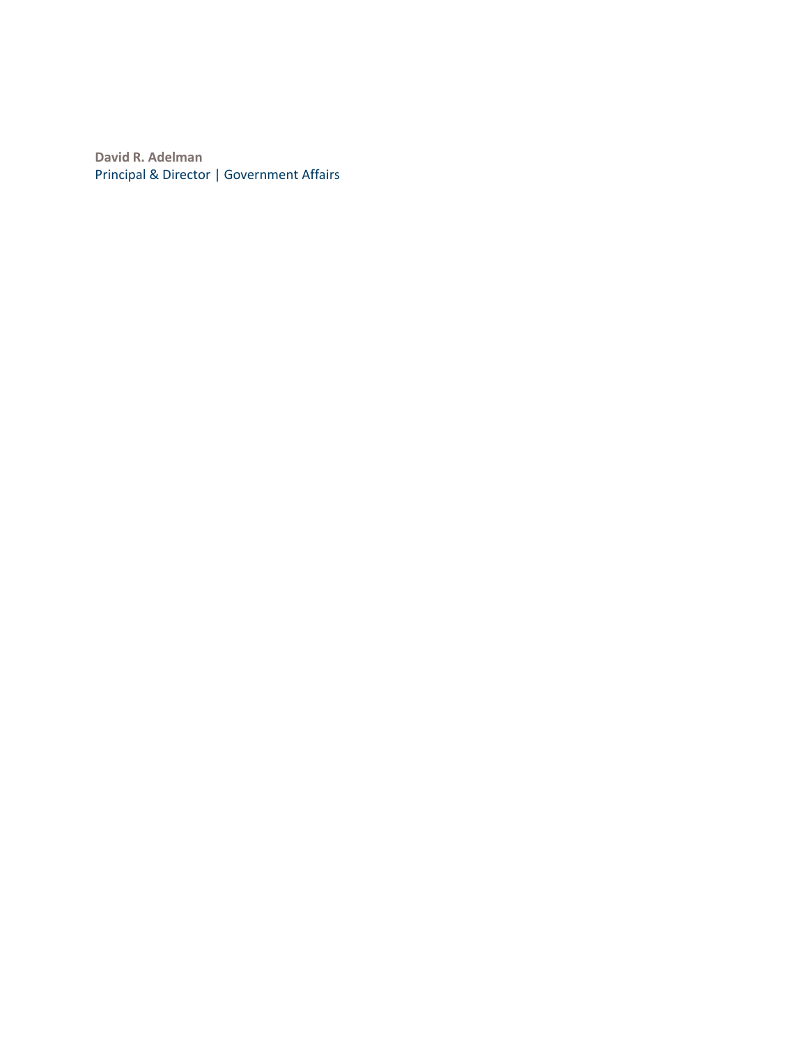**David R. Adelman**
Principal & Director | Government Affairs